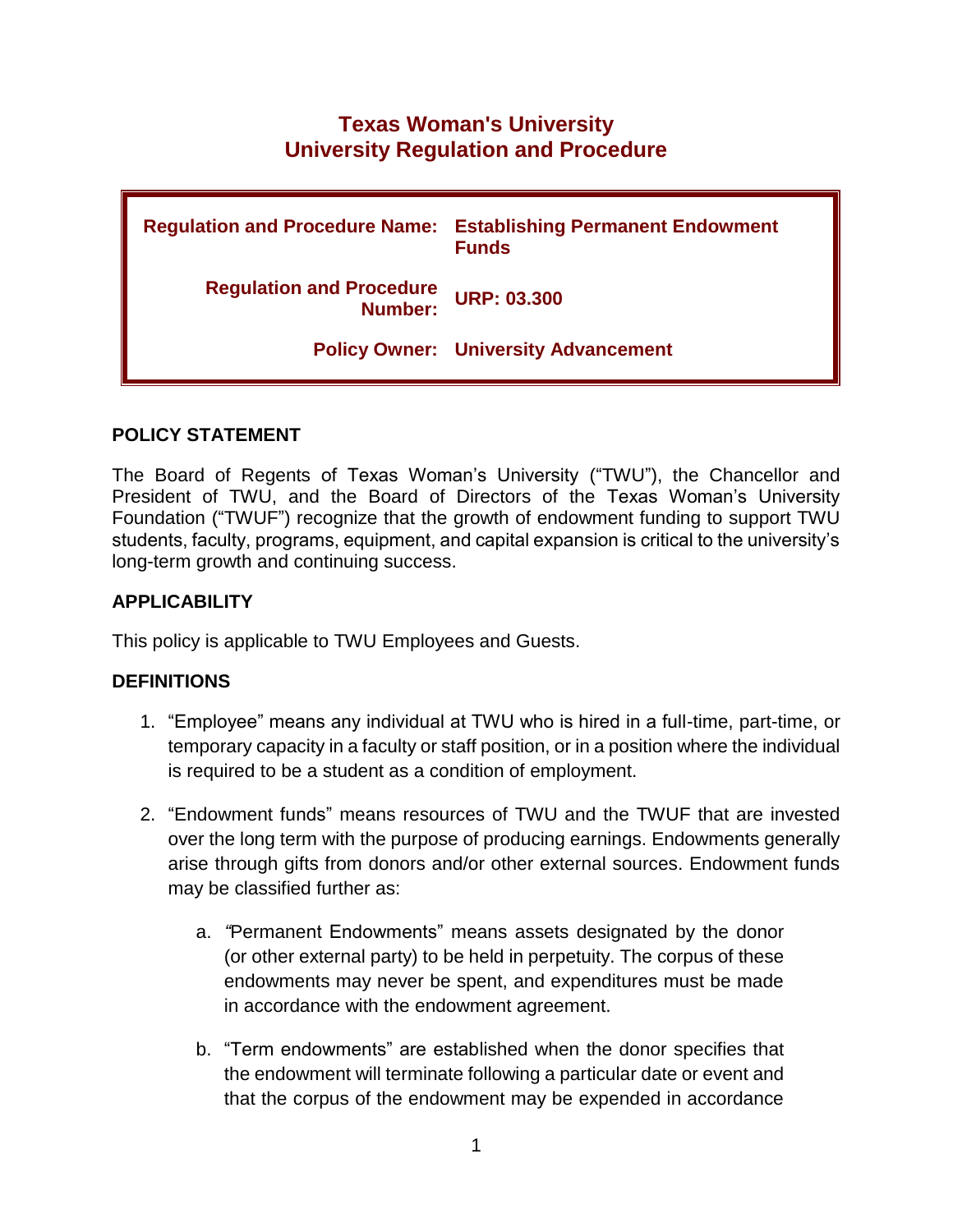# Texas Woman's University
# University Regulation and Procedure

| | |
|---|---|
| **Regulation and Procedure Name:** | **Establishing Permanent Endowment Funds** |
| **Regulation and Procedure Number:** | **URP: 03.300** |
| **Policy Owner:** | **University Advancement** |

## POLICY STATEMENT

The Board of Regents of Texas Woman's University ("TWU"), the Chancellor and President of TWU, and the Board of Directors of the Texas Woman's University Foundation ("TWUF") recognize that the growth of endowment funding to support TWU students, faculty, programs, equipment, and capital expansion is critical to the university's long-term growth and continuing success.

## APPLICABILITY

This policy is applicable to TWU Employees and Guests.

## DEFINITIONS

1. "Employee" means any individual at TWU who is hired in a full-time, part-time, or temporary capacity in a faculty or staff position, or in a position where the individual is required to be a student as a condition of employment.

2. "Endowment funds" means resources of TWU and the TWUF that are invested over the long term with the purpose of producing earnings. Endowments generally arise through gifts from donors and/or other external sources. Endowment funds may be classified further as:

   a. "Permanent Endowments" means assets designated by the donor (or other external party) to be held in perpetuity. The corpus of these endowments may never be spent, and expenditures must be made in accordance with the endowment agreement.

   b. "Term endowments" are established when the donor specifies that the endowment will terminate following a particular date or event and that the corpus of the endowment may be expended in accordance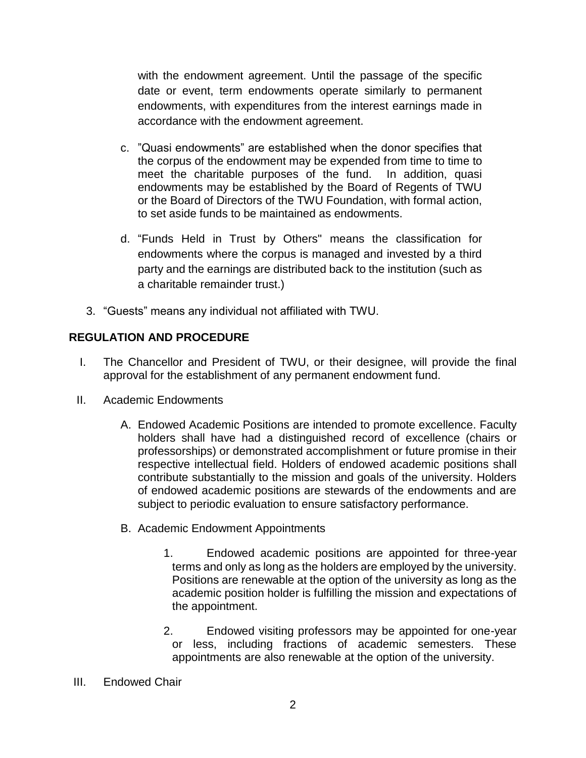with the endowment agreement. Until the passage of the specific date or event, term endowments operate similarly to permanent endowments, with expenditures from the interest earnings made in accordance with the endowment agreement.

c. "Quasi endowments" are established when the donor specifies that the corpus of the endowment may be expended from time to time to meet the charitable purposes of the fund. In addition, quasi endowments may be established by the Board of Regents of TWU or the Board of Directors of the TWU Foundation, with formal action, to set aside funds to be maintained as endowments.

d. "Funds Held in Trust by Others" means the classification for endowments where the corpus is managed and invested by a third party and the earnings are distributed back to the institution (such as a charitable remainder trust.)

3. "Guests" means any individual not affiliated with TWU.

## REGULATION AND PROCEDURE

I. The Chancellor and President of TWU, or their designee, will provide the final approval for the establishment of any permanent endowment fund.

II. Academic Endowments

   A. Endowed Academic Positions are intended to promote excellence. Faculty holders shall have had a distinguished record of excellence (chairs or professorships) or demonstrated accomplishment or future promise in their respective intellectual field. Holders of endowed academic positions shall contribute substantially to the mission and goals of the university. Holders of endowed academic positions are stewards of the endowments and are subject to periodic evaluation to ensure satisfactory performance.

   B. Academic Endowment Appointments

      1. Endowed academic positions are appointed for three-year terms and only as long as the holders are employed by the university. Positions are renewable at the option of the university as long as the academic position holder is fulfilling the mission and expectations of the appointment.

      2. Endowed visiting professors may be appointed for one-year or less, including fractions of academic semesters. These appointments are also renewable at the option of the university.

III. Endowed Chair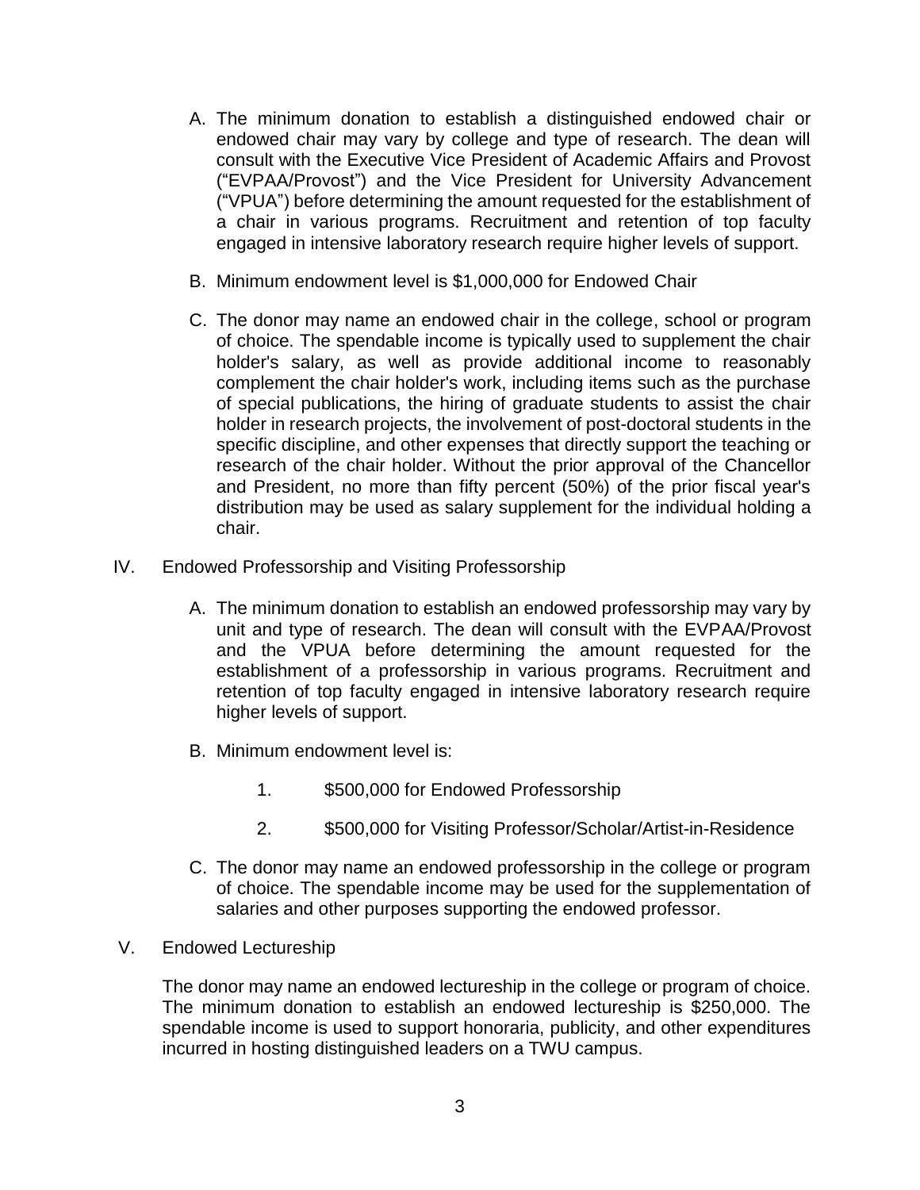A. The minimum donation to establish a distinguished endowed chair or endowed chair may vary by college and type of research. The dean will consult with the Executive Vice President of Academic Affairs and Provost ("EVPAA/Provost") and the Vice President for University Advancement ("VPUA") before determining the amount requested for the establishment of a chair in various programs. Recruitment and retention of top faculty engaged in intensive laboratory research require higher levels of support.

B. Minimum endowment level is $1,000,000 for Endowed Chair

C. The donor may name an endowed chair in the college, school or program of choice. The spendable income is typically used to supplement the chair holder's salary, as well as provide additional income to reasonably complement the chair holder's work, including items such as the purchase of special publications, the hiring of graduate students to assist the chair holder in research projects, the involvement of post-doctoral students in the specific discipline, and other expenses that directly support the teaching or research of the chair holder. Without the prior approval of the Chancellor and President, no more than fifty percent (50%) of the prior fiscal year's distribution may be used as salary supplement for the individual holding a chair.

## IV. Endowed Professorship and Visiting Professorship

A. The minimum donation to establish an endowed professorship may vary by unit and type of research. The dean will consult with the EVPAA/Provost and the VPUA before determining the amount requested for the establishment of a professorship in various programs. Recruitment and retention of top faculty engaged in intensive laboratory research require higher levels of support.

B. Minimum endowment level is:

1. $500,000 for Endowed Professorship
2. $500,000 for Visiting Professor/Scholar/Artist-in-Residence

C. The donor may name an endowed professorship in the college or program of choice. The spendable income may be used for the supplementation of salaries and other purposes supporting the endowed professor.

## V. Endowed Lectureship

The donor may name an endowed lectureship in the college or program of choice. The minimum donation to establish an endowed lectureship is $250,000. The spendable income is used to support honoraria, publicity, and other expenditures incurred in hosting distinguished leaders on a TWU campus.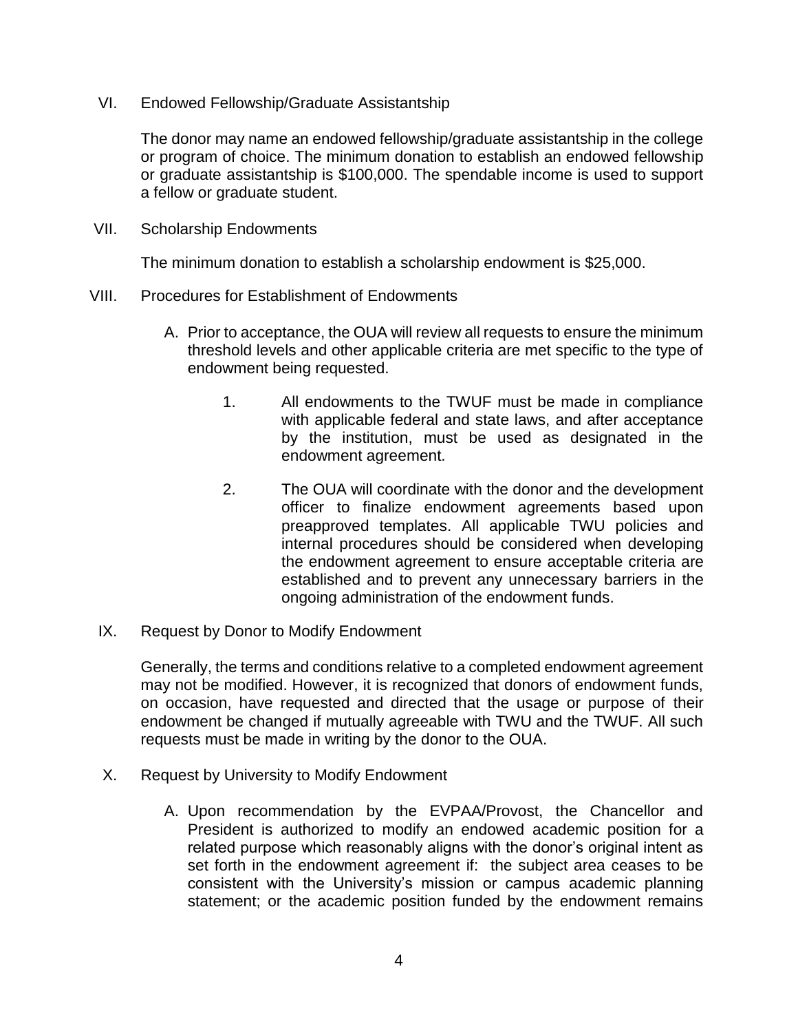## VI. Endowed Fellowship/Graduate Assistantship

The donor may name an endowed fellowship/graduate assistantship in the college or program of choice. The minimum donation to establish an endowed fellowship or graduate assistantship is $100,000. The spendable income is used to support a fellow or graduate student.

## VII. Scholarship Endowments

The minimum donation to establish a scholarship endowment is $25,000.

## VIII. Procedures for Establishment of Endowments

A. Prior to acceptance, the OUA will review all requests to ensure the minimum threshold levels and other applicable criteria are met specific to the type of endowment being requested.

1. All endowments to the TWUF must be made in compliance with applicable federal and state laws, and after acceptance by the institution, must be used as designated in the endowment agreement.

2. The OUA will coordinate with the donor and the development officer to finalize endowment agreements based upon preapproved templates. All applicable TWU policies and internal procedures should be considered when developing the endowment agreement to ensure acceptable criteria are established and to prevent any unnecessary barriers in the ongoing administration of the endowment funds.

## IX. Request by Donor to Modify Endowment

Generally, the terms and conditions relative to a completed endowment agreement may not be modified. However, it is recognized that donors of endowment funds, on occasion, have requested and directed that the usage or purpose of their endowment be changed if mutually agreeable with TWU and the TWUF. All such requests must be made in writing by the donor to the OUA.

## X. Request by University to Modify Endowment

A. Upon recommendation by the EVPAA/Provost, the Chancellor and President is authorized to modify an endowed academic position for a related purpose which reasonably aligns with the donor's original intent as set forth in the endowment agreement if: the subject area ceases to be consistent with the University's mission or campus academic planning statement; or the academic position funded by the endowment remains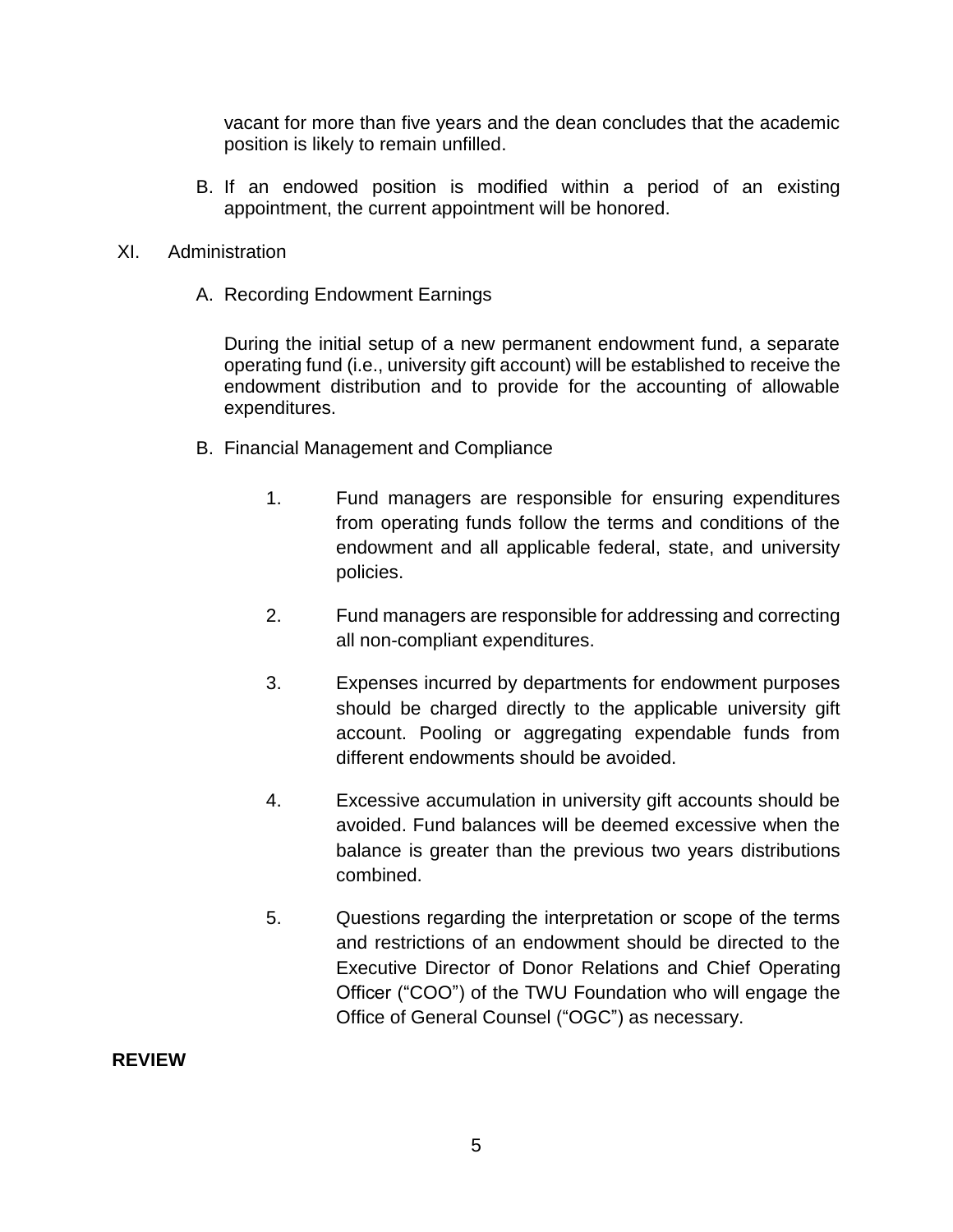vacant for more than five years and the dean concludes that the academic position is likely to remain unfilled.

B. If an endowed position is modified within a period of an existing appointment, the current appointment will be honored.

XI. Administration

A. Recording Endowment Earnings

During the initial setup of a new permanent endowment fund, a separate operating fund (i.e., university gift account) will be established to receive the endowment distribution and to provide for the accounting of allowable expenditures.

B. Financial Management and Compliance

1. Fund managers are responsible for ensuring expenditures from operating funds follow the terms and conditions of the endowment and all applicable federal, state, and university policies.

2. Fund managers are responsible for addressing and correcting all non-compliant expenditures.

3. Expenses incurred by departments for endowment purposes should be charged directly to the applicable university gift account. Pooling or aggregating expendable funds from different endowments should be avoided.

4. Excessive accumulation in university gift accounts should be avoided. Fund balances will be deemed excessive when the balance is greater than the previous two years distributions combined.

5. Questions regarding the interpretation or scope of the terms and restrictions of an endowment should be directed to the Executive Director of Donor Relations and Chief Operating Officer ("COO") of the TWU Foundation who will engage the Office of General Counsel ("OGC") as necessary.

**REVIEW**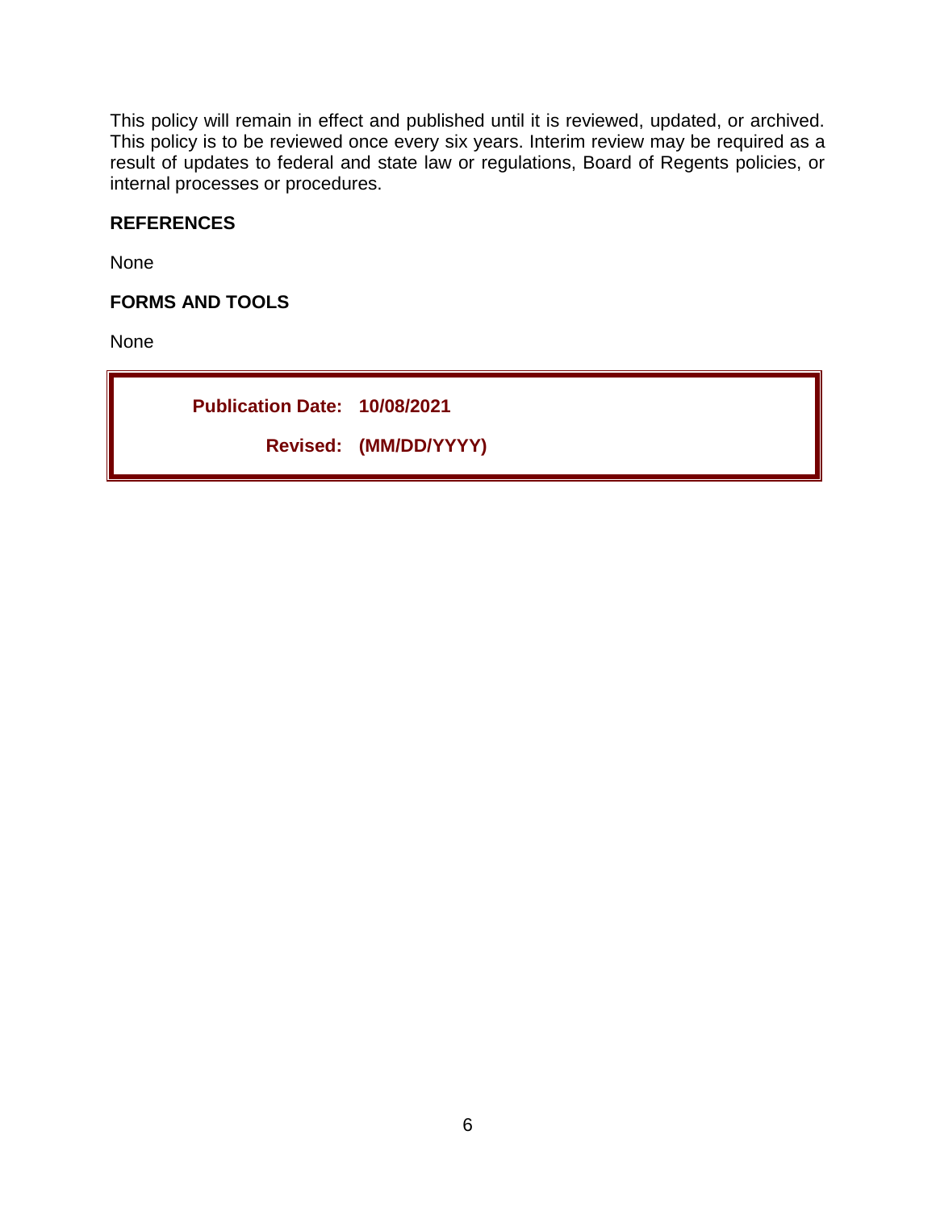This policy will remain in effect and published until it is reviewed, updated, or archived. This policy is to be reviewed once every six years. Interim review may be required as a result of updates to federal and state law or regulations, Board of Regents policies, or internal processes or procedures.

## REFERENCES

None

## FORMS AND TOOLS

None

**Publication Date: 10/08/2021**

**Revised: (MM/DD/YYYY)**